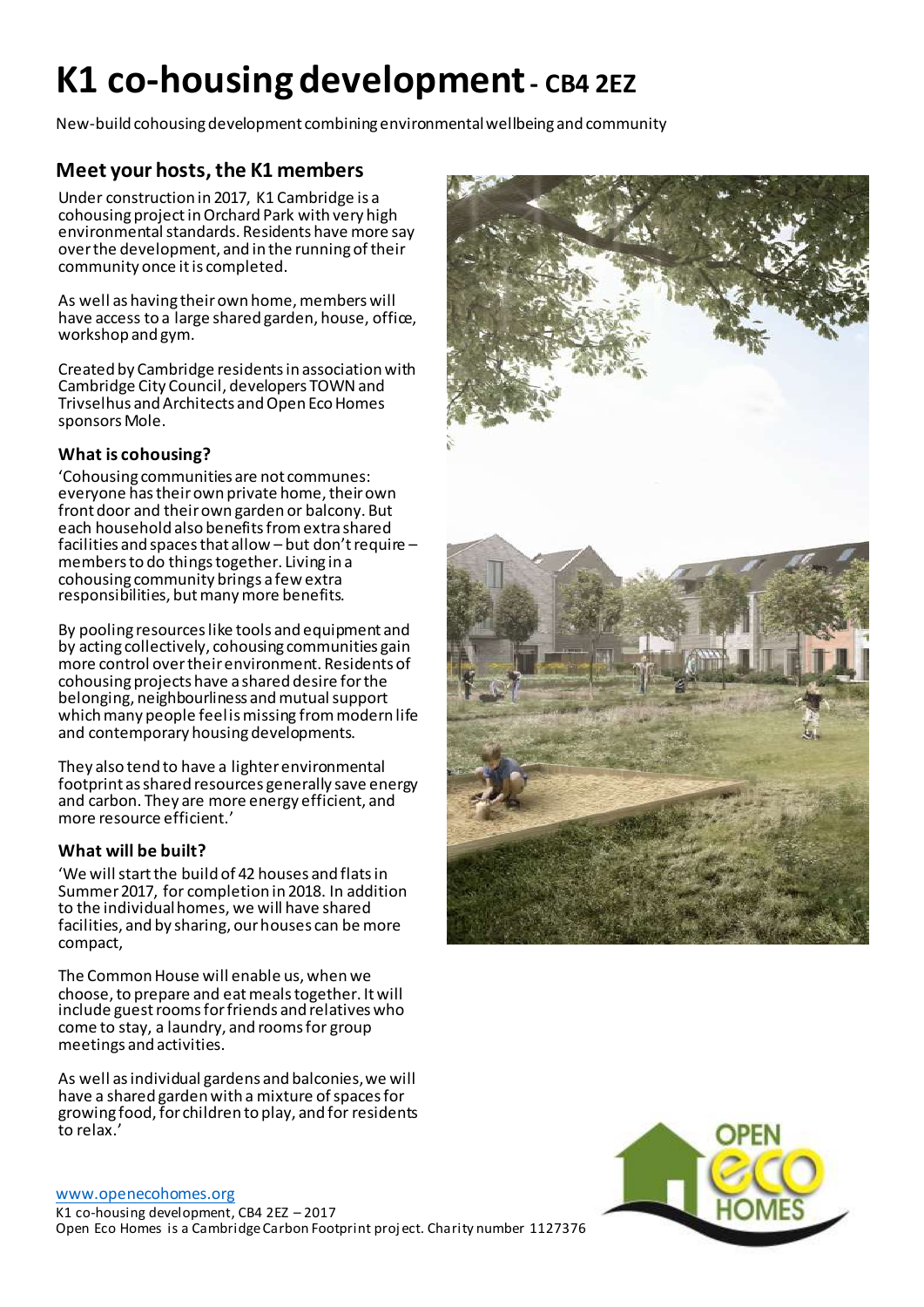# K1 co-housing development - CB4 2EZ

New-build cohousing development combining environmental wellbeing and community

## Meet your hosts, the K1 members

Under construction in 2017, K1 Cambridge is a cohousing project in Orchard Park with very high environmental standards. Residents have more say over the development, and in the running of their community once it is completed.

As well as having their own home, members will have access to a large shared garden, house, office, workshop and gym.

Created by Cambridge residents in association with Cambridge City Council, developers TOWN and Trivselhus and Architects and Open Eco Homes sponsors Mole.

### What is cohousing?

'Cohousing communities are not communes: everyone has their own private home, their own front door and their own garden or balcony. But each household also benefits from extra shared facilities and spaces that allow – but don't require – members to do things together. Living in a cohousing community brings a few extra responsibilities, but many more benefits.

By pooling resources like tools and equipment and by acting collectively, cohousing communities gain more control over their environment. Residents of cohousing projects have a shared desire for the belonging, neighbourliness and mutual support which many people feel is missing from modern life and contemporary housing developments.

They also tend to have a lighter environmental footprint as shared resources generally save energy and carbon. They are more energy efficient, and more resource efficient.'

### What will be built?

'We will start the build of 42 houses and flats in Summer 2017, for completion in 2018. In addition to the individual homes, we will have shared facilities, and by sharing, our houses can be more compact,

The Common House will enable us, when we choose, to prepare and eat meals together. It will include guest rooms for friends and relatives who come to stay, a laundry, and rooms for group meetings and activities.

As well as individual gardens and balconies, we will have a shared garden with a mixture of spaces for growing food, for children to play, and for residents to relax.'

www.openecohomes.org
K1 co-housing development, CB4 2EZ – 2017
Open Eco Homes is a Cambridge Carbon Footprint project. Charity number 1127376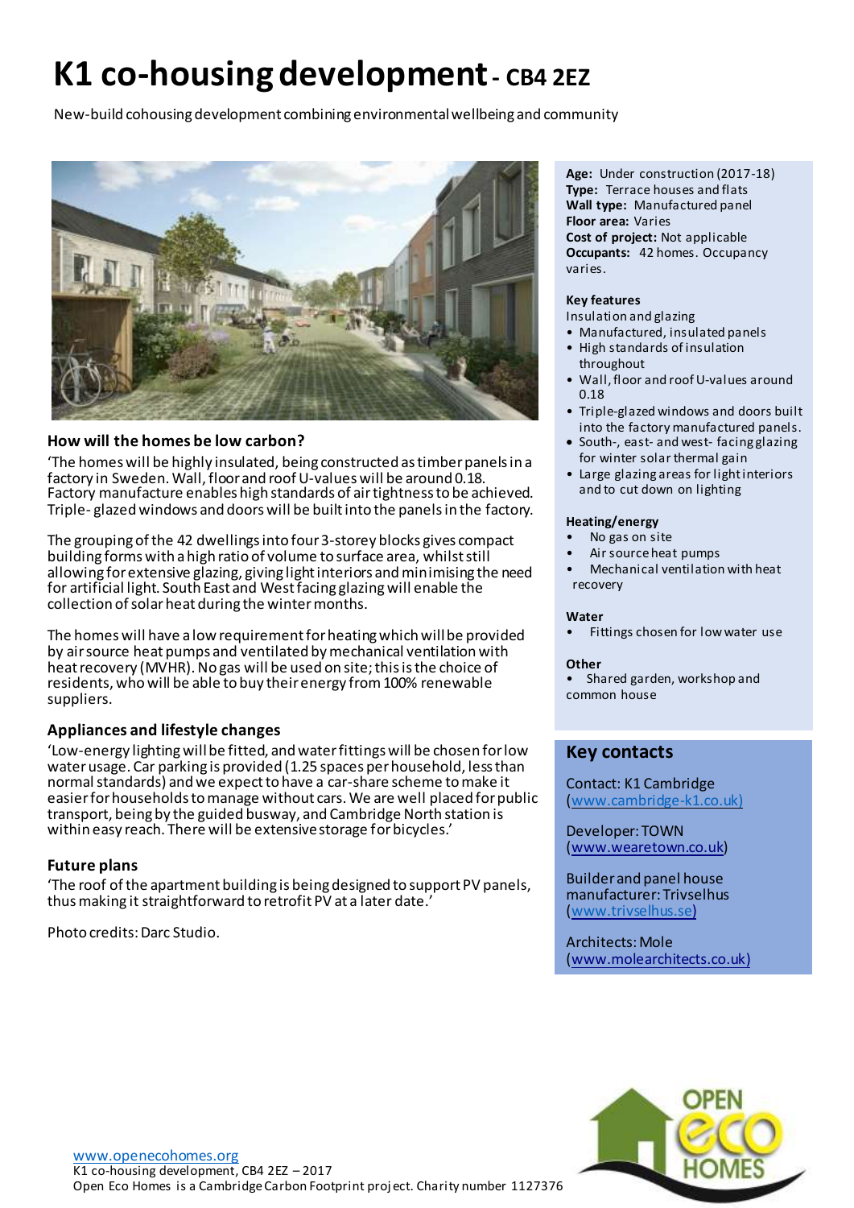# K1 co-housing development - CB4 2EZ

New-build cohousing development combining environmental wellbeing and community

### How will the homes be low carbon?

'The homes will be highly insulated, being constructed as timber panels in a factory in Sweden. Wall, floor and roof U-values will be around 0.18. Factory manufacture enables high standards of air tightness to be achieved. Triple- glazed windows and doors will be built into the panels in the factory.

The grouping of the 42 dwellings into four 3-storey blocks gives compact building forms with a high ratio of volume to surface area, whilst still allowing for extensive glazing, giving light interiors and minimising the need for artificial light. South East and West facing glazing will enable the collection of solar heat during the winter months.

The homes will have a low requirement for heating which will be provided by air source heat pumps and ventilated by mechanical ventilation with heat recovery (MVHR). No gas will be used on site; this is the choice of residents, who will be able to buy their energy from 100% renewable suppliers.

### Appliances and lifestyle changes

'Low-energy lighting will be fitted, and water fittings will be chosen for low water usage. Car parking is provided (1.25 spaces per household, less than normal standards) and we expect to have a car-share scheme to make it easier for households to manage without cars. We are well placed for public transport, being by the guided busway, and Cambridge North station is within easy reach. There will be extensive storage for bicycles.'

### Future plans

'The roof of the apartment building is being designed to support PV panels, thus making it straightforward to retrofit PV at a later date.'

Photo credits: Darc Studio.

**Age:** Under construction (2017-18)
**Type:** Terrace houses and flats
**Wall type:** Manufactured panel
**Floor area:** Varies
**Cost of project:** Not applicable
**Occupants:** 42 homes. Occupancy varies.

**Key features**

Insulation and glazing

- Manufactured, insulated panels
- High standards of insulation throughout
- Wall, floor and roof U-values around 0.18
- Triple-glazed windows and doors built into the factory manufactured panels.
- South-, east- and west- facing glazing for winter solar thermal gain
- Large glazing areas for light interiors and to cut down on lighting

**Heating/energy**

- No gas on site
- Air source heat pumps
- Mechanical ventilation with heat recovery

**Water**

- Fittings chosen for low water use

**Other**

- Shared garden, workshop and common house

## Key contacts

Contact: K1 Cambridge
(www.cambridge-k1.co.uk)

Developer: TOWN
(www.wearetown.co.uk)

Builder and panel house manufacturer: Trivselhus
(www.trivselhus.se)

Architects: Mole
(www.molearchitects.co.uk)

www.openecohomes.org
K1 co-housing development, CB4 2EZ – 2017
Open Eco Homes is a Cambridge Carbon Footprint project. Charity number 1127376